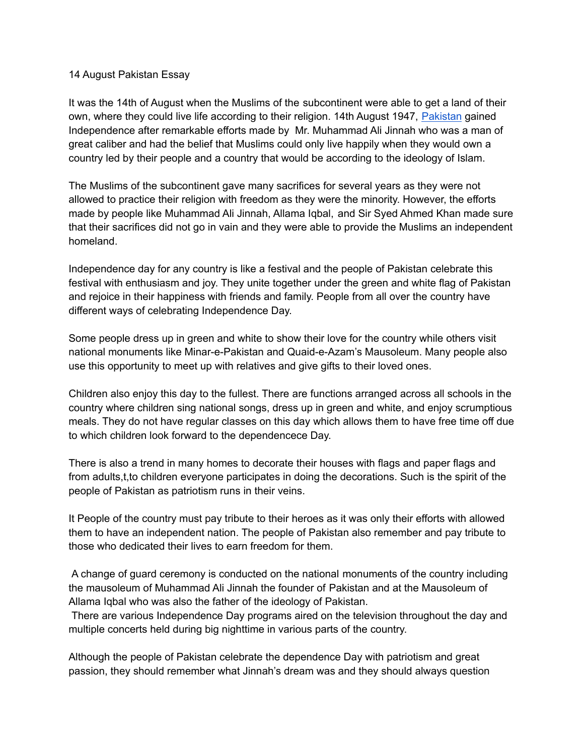14 August Pakistan Essay

It was the 14th of August when the Muslims of the subcontinent were able to get a land of their own, where they could live life according to their religion. 14th August 1947, [Pakistan](#) gained Independence after remarkable efforts made by Mr. Muhammad Ali Jinnah who was a man of great caliber and had the belief that Muslims could only live happily when they would own a country led by their people and a country that would be according to the ideology of Islam.

The Muslims of the subcontinent gave many sacrifices for several years as they were not allowed to practice their religion with freedom as they were the minority. However, the efforts made by people like Muhammad Ali Jinnah, Allama Iqbal, and Sir Syed Ahmed Khan made sure that their sacrifices did not go in vain and they were able to provide the Muslims an independent homeland.

Independence day for any country is like a festival and the people of Pakistan celebrate this festival with enthusiasm and joy. They unite together under the green and white flag of Pakistan and rejoice in their happiness with friends and family. People from all over the country have different ways of celebrating Independence Day.

Some people dress up in green and white to show their love for the country while others visit national monuments like Minar-e-Pakistan and Quaid-e-Azam's Mausoleum. Many people also use this opportunity to meet up with relatives and give gifts to their loved ones.

Children also enjoy this day to the fullest. There are functions arranged across all schools in the country where children sing national songs, dress up in green and white, and enjoy scrumptious meals. They do not have regular classes on this day which allows them to have free time off due to which children look forward to the dependencece Day.

There is also a trend in many homes to decorate their houses with flags and paper flags and from adults,t,to children everyone participates in doing the decorations. Such is the spirit of the people of Pakistan as patriotism runs in their veins.

It People of the country must pay tribute to their heroes as it was only their efforts with allowed them to have an independent nation. The people of Pakistan also remember and pay tribute to those who dedicated their lives to earn freedom for them.

A change of guard ceremony is conducted on the national monuments of the country including the mausoleum of Muhammad Ali Jinnah the founder of Pakistan and at the Mausoleum of Allama Iqbal who was also the father of the ideology of Pakistan.
There are various Independence Day programs aired on the television throughout the day and multiple concerts held during big nighttime in various parts of the country.

Although the people of Pakistan celebrate the dependence Day with patriotism and great passion, they should remember what Jinnah's dream was and they should always question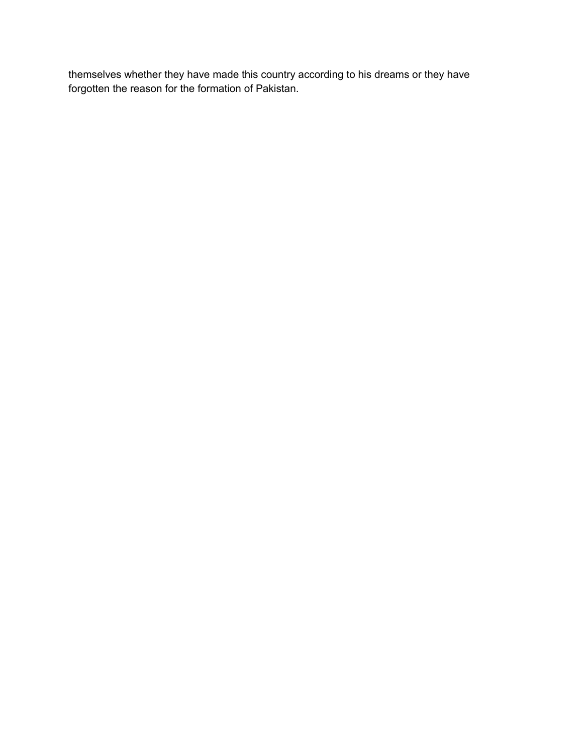themselves whether they have made this country according to his dreams or they have forgotten the reason for the formation of Pakistan.